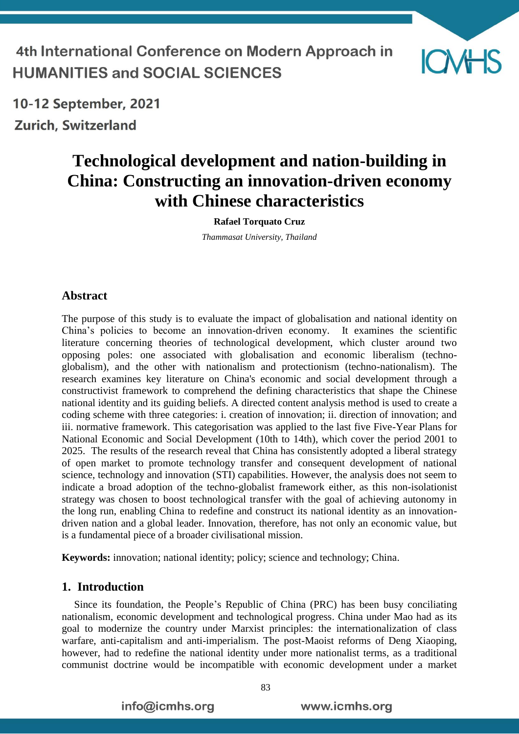# Technological development and nation-building in China: Constructing an innovation-driven economy with Chinese characteristics

**Rafael Torquato Cruz**

*Thammasat University, Thailand*

## Abstract

The purpose of this study is to evaluate the impact of globalisation and national identity on China's policies to become an innovation-driven economy. It examines the scientific literature concerning theories of technological development, which cluster around two opposing poles: one associated with globalisation and economic liberalism (techno-globalism), and the other with nationalism and protectionism (techno-nationalism). The research examines key literature on China's economic and social development through a constructivist framework to comprehend the defining characteristics that shape the Chinese national identity and its guiding beliefs. A directed content analysis method is used to create a coding scheme with three categories: i. creation of innovation; ii. direction of innovation; and iii. normative framework. This categorisation was applied to the last five Five-Year Plans for National Economic and Social Development (10th to 14th), which cover the period 2001 to 2025. The results of the research reveal that China has consistently adopted a liberal strategy of open market to promote technology transfer and consequent development of national science, technology and innovation (STI) capabilities. However, the analysis does not seem to indicate a broad adoption of the techno-globalist framework either, as this non-isolationist strategy was chosen to boost technological transfer with the goal of achieving autonomy in the long run, enabling China to redefine and construct its national identity as an innovation-driven nation and a global leader. Innovation, therefore, has not only an economic value, but is a fundamental piece of a broader civilisational mission.

**Keywords:** innovation; national identity; policy; science and technology; China.

## 1. Introduction

Since its foundation, the People's Republic of China (PRC) has been busy conciliating nationalism, economic development and technological progress. China under Mao had as its goal to modernize the country under Marxist principles: the internationalization of class warfare, anti-capitalism and anti-imperialism. The post-Maoist reforms of Deng Xiaoping, however, had to redefine the national identity under more nationalist terms, as a traditional communist doctrine would be incompatible with economic development under a market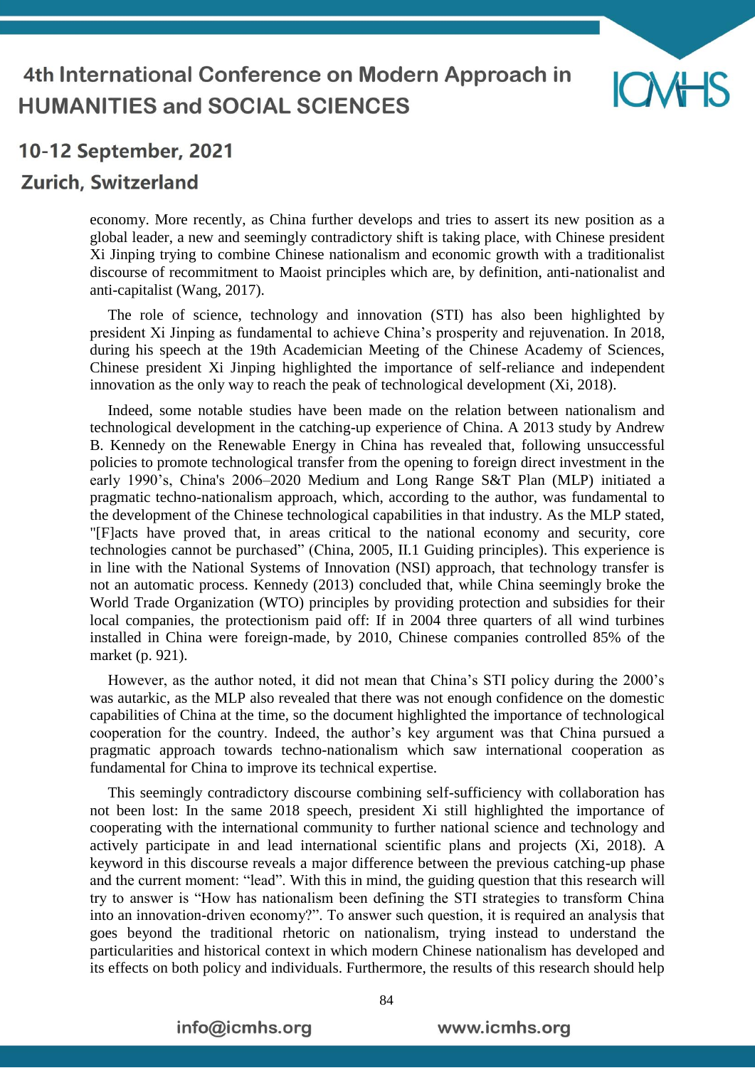economy. More recently, as China further develops and tries to assert its new position as a global leader, a new and seemingly contradictory shift is taking place, with Chinese president Xi Jinping trying to combine Chinese nationalism and economic growth with a traditionalist discourse of recommitment to Maoist principles which are, by definition, anti-nationalist and anti-capitalist (Wang, 2017).

The role of science, technology and innovation (STI) has also been highlighted by president Xi Jinping as fundamental to achieve China's prosperity and rejuvenation. In 2018, during his speech at the 19th Academician Meeting of the Chinese Academy of Sciences, Chinese president Xi Jinping highlighted the importance of self-reliance and independent innovation as the only way to reach the peak of technological development (Xi, 2018).

Indeed, some notable studies have been made on the relation between nationalism and technological development in the catching-up experience of China. A 2013 study by Andrew B. Kennedy on the Renewable Energy in China has revealed that, following unsuccessful policies to promote technological transfer from the opening to foreign direct investment in the early 1990's, China's 2006–2020 Medium and Long Range S&T Plan (MLP) initiated a pragmatic techno-nationalism approach, which, according to the author, was fundamental to the development of the Chinese technological capabilities in that industry. As the MLP stated, "[F]acts have proved that, in areas critical to the national economy and security, core technologies cannot be purchased" (China, 2005, II.1 Guiding principles). This experience is in line with the National Systems of Innovation (NSI) approach, that technology transfer is not an automatic process. Kennedy (2013) concluded that, while China seemingly broke the World Trade Organization (WTO) principles by providing protection and subsidies for their local companies, the protectionism paid off: If in 2004 three quarters of all wind turbines installed in China were foreign-made, by 2010, Chinese companies controlled 85% of the market (p. 921).

However, as the author noted, it did not mean that China's STI policy during the 2000's was autarkic, as the MLP also revealed that there was not enough confidence on the domestic capabilities of China at the time, so the document highlighted the importance of technological cooperation for the country. Indeed, the author's key argument was that China pursued a pragmatic approach towards techno-nationalism which saw international cooperation as fundamental for China to improve its technical expertise.

This seemingly contradictory discourse combining self-sufficiency with collaboration has not been lost: In the same 2018 speech, president Xi still highlighted the importance of cooperating with the international community to further national science and technology and actively participate in and lead international scientific plans and projects (Xi, 2018). A keyword in this discourse reveals a major difference between the previous catching-up phase and the current moment: "lead". With this in mind, the guiding question that this research will try to answer is "How has nationalism been defining the STI strategies to transform China into an innovation-driven economy?". To answer such question, it is required an analysis that goes beyond the traditional rhetoric on nationalism, trying instead to understand the particularities and historical context in which modern Chinese nationalism has developed and its effects on both policy and individuals. Furthermore, the results of this research should help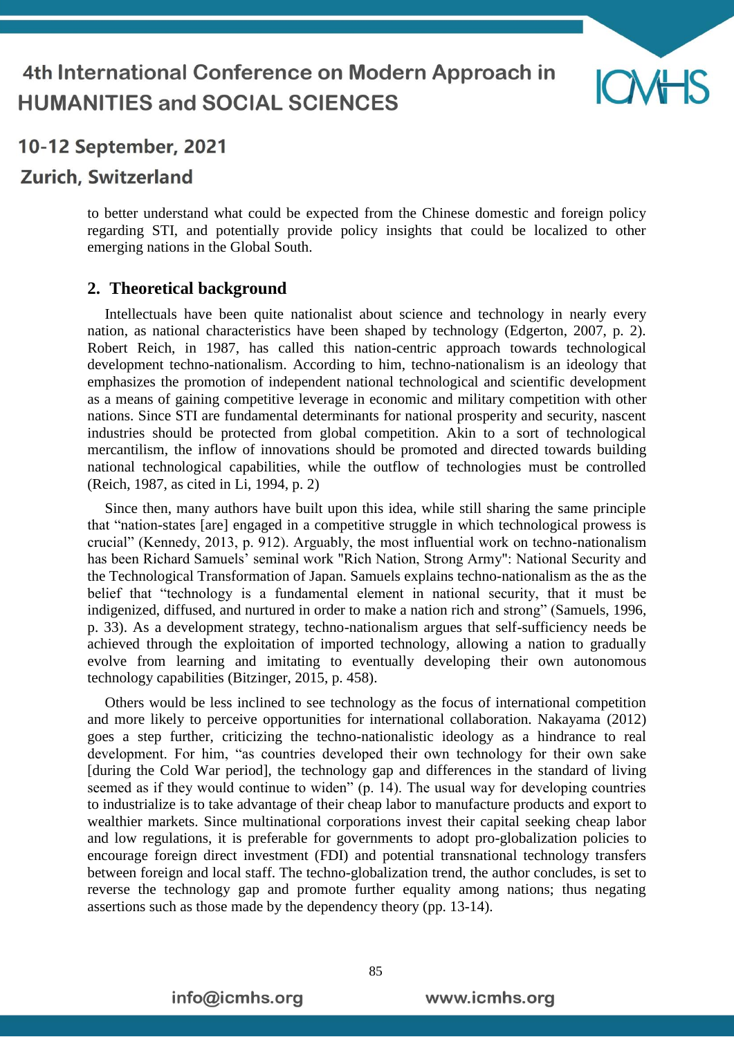to better understand what could be expected from the Chinese domestic and foreign policy regarding STI, and potentially provide policy insights that could be localized to other emerging nations in the Global South.

## 2. Theoretical background

Intellectuals have been quite nationalist about science and technology in nearly every nation, as national characteristics have been shaped by technology (Edgerton, 2007, p. 2). Robert Reich, in 1987, has called this nation-centric approach towards technological development techno-nationalism. According to him, techno-nationalism is an ideology that emphasizes the promotion of independent national technological and scientific development as a means of gaining competitive leverage in economic and military competition with other nations. Since STI are fundamental determinants for national prosperity and security, nascent industries should be protected from global competition. Akin to a sort of technological mercantilism, the inflow of innovations should be promoted and directed towards building national technological capabilities, while the outflow of technologies must be controlled (Reich, 1987, as cited in Li, 1994, p. 2)

Since then, many authors have built upon this idea, while still sharing the same principle that "nation-states [are] engaged in a competitive struggle in which technological prowess is crucial" (Kennedy, 2013, p. 912). Arguably, the most influential work on techno-nationalism has been Richard Samuels' seminal work "Rich Nation, Strong Army": National Security and the Technological Transformation of Japan. Samuels explains techno-nationalism as the as the belief that "technology is a fundamental element in national security, that it must be indigenized, diffused, and nurtured in order to make a nation rich and strong" (Samuels, 1996, p. 33). As a development strategy, techno-nationalism argues that self-sufficiency needs be achieved through the exploitation of imported technology, allowing a nation to gradually evolve from learning and imitating to eventually developing their own autonomous technology capabilities (Bitzinger, 2015, p. 458).

Others would be less inclined to see technology as the focus of international competition and more likely to perceive opportunities for international collaboration. Nakayama (2012) goes a step further, criticizing the techno-nationalistic ideology as a hindrance to real development. For him, "as countries developed their own technology for their own sake [during the Cold War period], the technology gap and differences in the standard of living seemed as if they would continue to widen" (p. 14). The usual way for developing countries to industrialize is to take advantage of their cheap labor to manufacture products and export to wealthier markets. Since multinational corporations invest their capital seeking cheap labor and low regulations, it is preferable for governments to adopt pro-globalization policies to encourage foreign direct investment (FDI) and potential transnational technology transfers between foreign and local staff. The techno-globalization trend, the author concludes, is set to reverse the technology gap and promote further equality among nations; thus negating assertions such as those made by the dependency theory (pp. 13-14).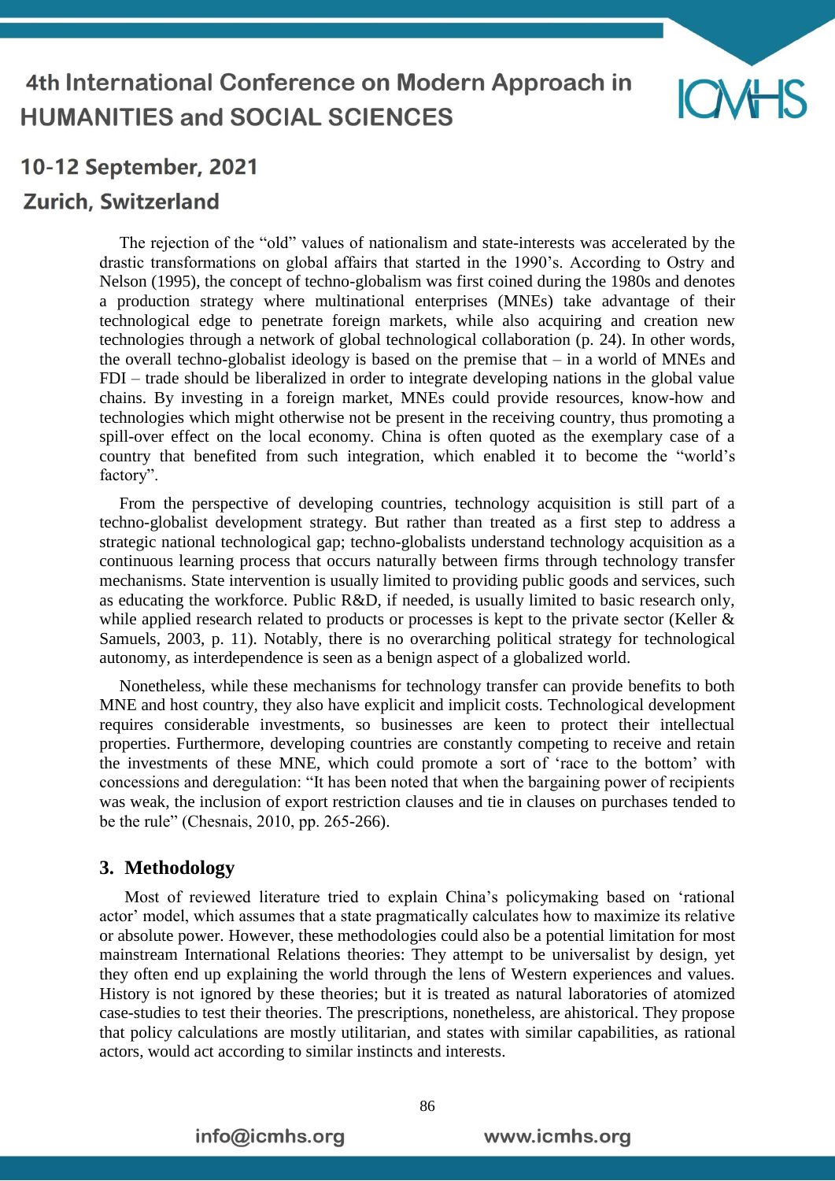The rejection of the "old" values of nationalism and state-interests was accelerated by the drastic transformations on global affairs that started in the 1990's. According to Ostry and Nelson (1995), the concept of techno-globalism was first coined during the 1980s and denotes a production strategy where multinational enterprises (MNEs) take advantage of their technological edge to penetrate foreign markets, while also acquiring and creation new technologies through a network of global technological collaboration (p. 24). In other words, the overall techno-globalist ideology is based on the premise that – in a world of MNEs and FDI – trade should be liberalized in order to integrate developing nations in the global value chains. By investing in a foreign market, MNEs could provide resources, know-how and technologies which might otherwise not be present in the receiving country, thus promoting a spill-over effect on the local economy. China is often quoted as the exemplary case of a country that benefited from such integration, which enabled it to become the "world's factory".

From the perspective of developing countries, technology acquisition is still part of a techno-globalist development strategy. But rather than treated as a first step to address a strategic national technological gap; techno-globalists understand technology acquisition as a continuous learning process that occurs naturally between firms through technology transfer mechanisms. State intervention is usually limited to providing public goods and services, such as educating the workforce. Public R&D, if needed, is usually limited to basic research only, while applied research related to products or processes is kept to the private sector (Keller & Samuels, 2003, p. 11). Notably, there is no overarching political strategy for technological autonomy, as interdependence is seen as a benign aspect of a globalized world.

Nonetheless, while these mechanisms for technology transfer can provide benefits to both MNE and host country, they also have explicit and implicit costs. Technological development requires considerable investments, so businesses are keen to protect their intellectual properties. Furthermore, developing countries are constantly competing to receive and retain the investments of these MNE, which could promote a sort of 'race to the bottom' with concessions and deregulation: "It has been noted that when the bargaining power of recipients was weak, the inclusion of export restriction clauses and tie in clauses on purchases tended to be the rule" (Chesnais, 2010, pp. 265-266).

## 3. Methodology

Most of reviewed literature tried to explain China's policymaking based on 'rational actor' model, which assumes that a state pragmatically calculates how to maximize its relative or absolute power. However, these methodologies could also be a potential limitation for most mainstream International Relations theories: They attempt to be universalist by design, yet they often end up explaining the world through the lens of Western experiences and values. History is not ignored by these theories; but it is treated as natural laboratories of atomized case-studies to test their theories. The prescriptions, nonetheless, are ahistorical. They propose that policy calculations are mostly utilitarian, and states with similar capabilities, as rational actors, would act according to similar instincts and interests.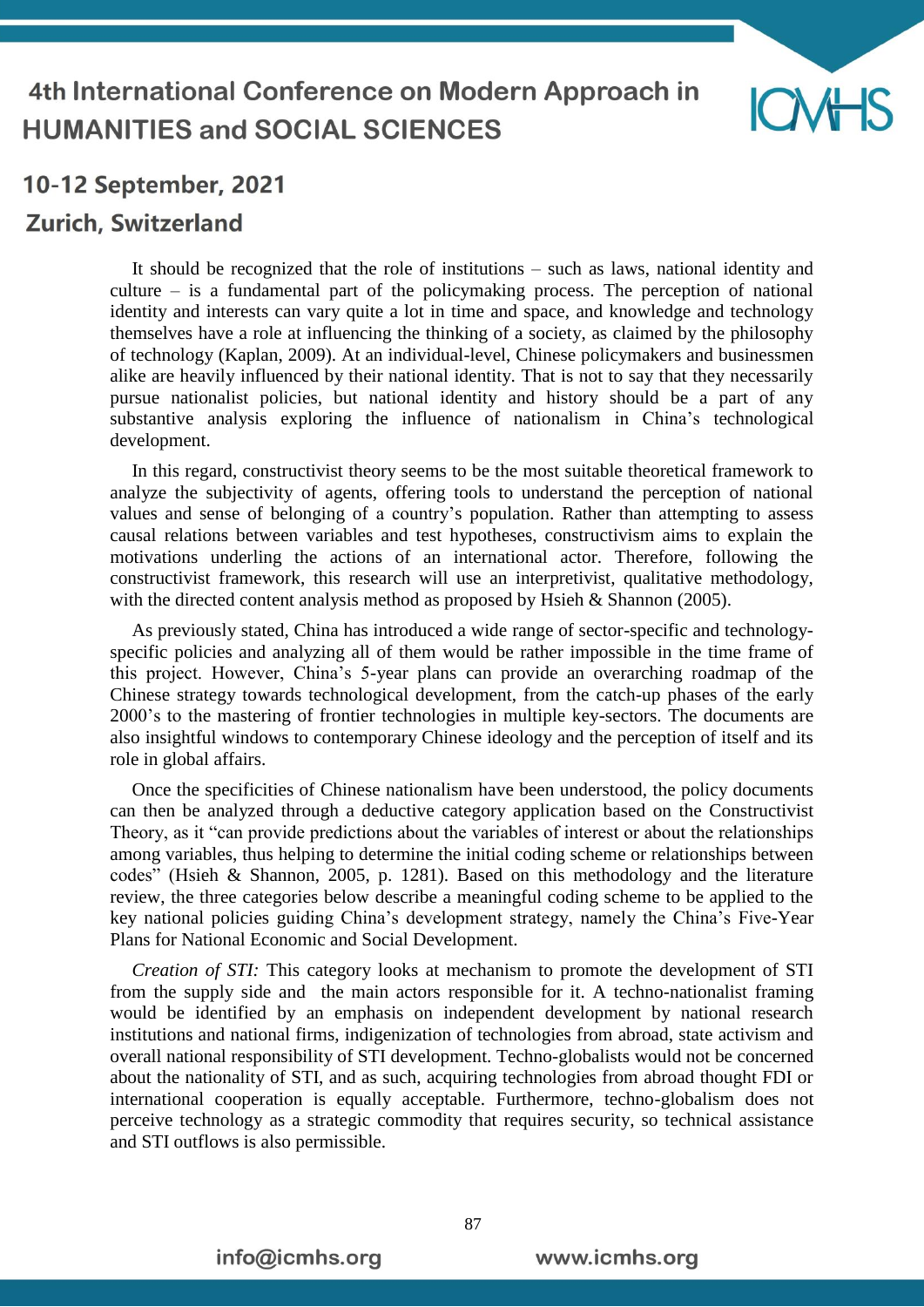It should be recognized that the role of institutions – such as laws, national identity and culture – is a fundamental part of the policymaking process. The perception of national identity and interests can vary quite a lot in time and space, and knowledge and technology themselves have a role at influencing the thinking of a society, as claimed by the philosophy of technology (Kaplan, 2009). At an individual-level, Chinese policymakers and businessmen alike are heavily influenced by their national identity. That is not to say that they necessarily pursue nationalist policies, but national identity and history should be a part of any substantive analysis exploring the influence of nationalism in China's technological development.

In this regard, constructivist theory seems to be the most suitable theoretical framework to analyze the subjectivity of agents, offering tools to understand the perception of national values and sense of belonging of a country's population. Rather than attempting to assess causal relations between variables and test hypotheses, constructivism aims to explain the motivations underling the actions of an international actor. Therefore, following the constructivist framework, this research will use an interpretivist, qualitative methodology, with the directed content analysis method as proposed by Hsieh & Shannon (2005).

As previously stated, China has introduced a wide range of sector-specific and technology-specific policies and analyzing all of them would be rather impossible in the time frame of this project. However, China's 5-year plans can provide an overarching roadmap of the Chinese strategy towards technological development, from the catch-up phases of the early 2000's to the mastering of frontier technologies in multiple key-sectors. The documents are also insightful windows to contemporary Chinese ideology and the perception of itself and its role in global affairs.

Once the specificities of Chinese nationalism have been understood, the policy documents can then be analyzed through a deductive category application based on the Constructivist Theory, as it "can provide predictions about the variables of interest or about the relationships among variables, thus helping to determine the initial coding scheme or relationships between codes" (Hsieh & Shannon, 2005, p. 1281). Based on this methodology and the literature review, the three categories below describe a meaningful coding scheme to be applied to the key national policies guiding China's development strategy, namely the China's Five-Year Plans for National Economic and Social Development.

*Creation of STI:* This category looks at mechanism to promote the development of STI from the supply side and the main actors responsible for it. A techno-nationalist framing would be identified by an emphasis on independent development by national research institutions and national firms, indigenization of technologies from abroad, state activism and overall national responsibility of STI development. Techno-globalists would not be concerned about the nationality of STI, and as such, acquiring technologies from abroad thought FDI or international cooperation is equally acceptable. Furthermore, techno-globalism does not perceive technology as a strategic commodity that requires security, so technical assistance and STI outflows is also permissible.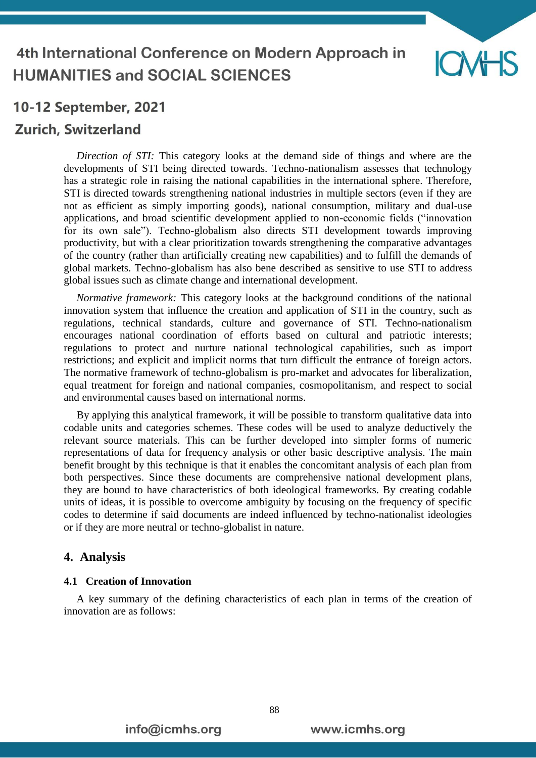*Direction of STI:* This category looks at the demand side of things and where are the developments of STI being directed towards. Techno-nationalism assesses that technology has a strategic role in raising the national capabilities in the international sphere. Therefore, STI is directed towards strengthening national industries in multiple sectors (even if they are not as efficient as simply importing goods), national consumption, military and dual-use applications, and broad scientific development applied to non-economic fields ("innovation for its own sale"). Techno-globalism also directs STI development towards improving productivity, but with a clear prioritization towards strengthening the comparative advantages of the country (rather than artificially creating new capabilities) and to fulfill the demands of global markets. Techno-globalism has also bene described as sensitive to use STI to address global issues such as climate change and international development.

*Normative framework:* This category looks at the background conditions of the national innovation system that influence the creation and application of STI in the country, such as regulations, technical standards, culture and governance of STI. Techno-nationalism encourages national coordination of efforts based on cultural and patriotic interests; regulations to protect and nurture national technological capabilities, such as import restrictions; and explicit and implicit norms that turn difficult the entrance of foreign actors. The normative framework of techno-globalism is pro-market and advocates for liberalization, equal treatment for foreign and national companies, cosmopolitanism, and respect to social and environmental causes based on international norms.

By applying this analytical framework, it will be possible to transform qualitative data into codable units and categories schemes. These codes will be used to analyze deductively the relevant source materials. This can be further developed into simpler forms of numeric representations of data for frequency analysis or other basic descriptive analysis. The main benefit brought by this technique is that it enables the concomitant analysis of each plan from both perspectives. Since these documents are comprehensive national development plans, they are bound to have characteristics of both ideological frameworks. By creating codable units of ideas, it is possible to overcome ambiguity by focusing on the frequency of specific codes to determine if said documents are indeed influenced by techno-nationalist ideologies or if they are more neutral or techno-globalist in nature.

## 4. Analysis

### 4.1 Creation of Innovation

A key summary of the defining characteristics of each plan in terms of the creation of innovation are as follows: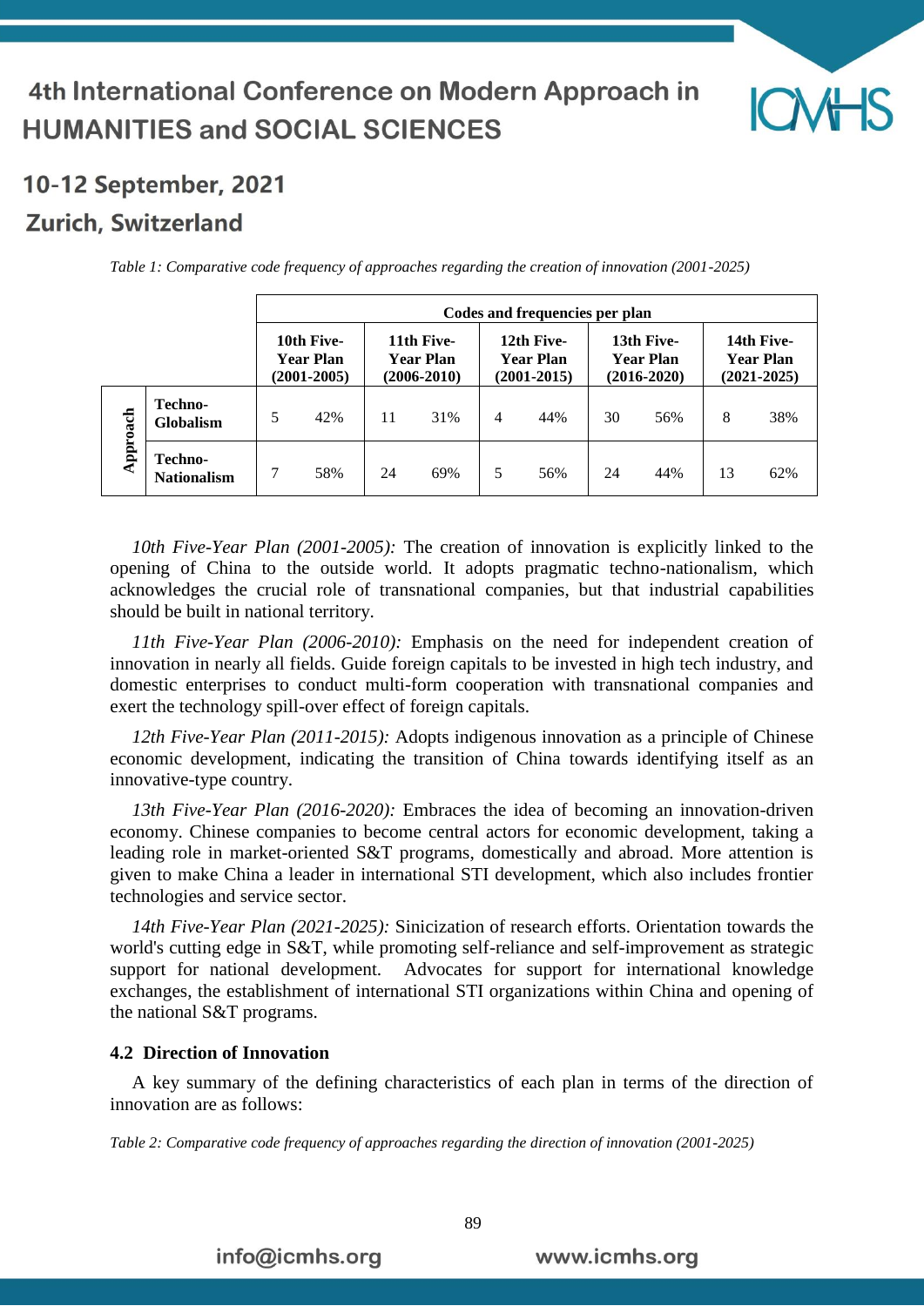*Table 1: Comparative code frequency of approaches regarding the creation of innovation (2001-2025)*

| | | Codes and frequencies per plan | | | | | | | | | |
|---|---|---|---|---|---|---|---|---|---|---|---|
| | | 10th Five-Year Plan (2001-2005) | | 11th Five-Year Plan (2006-2010) | | 12th Five-Year Plan (2001-2015) | | 13th Five-Year Plan (2016-2020) | | 14th Five-Year Plan (2021-2025) | |
| Approach | Techno-Globalism | 5 | 42% | 11 | 31% | 4 | 44% | 30 | 56% | 8 | 38% |
| | Techno-Nationalism | 7 | 58% | 24 | 69% | 5 | 56% | 24 | 44% | 13 | 62% |

*10th Five-Year Plan (2001-2005):* The creation of innovation is explicitly linked to the opening of China to the outside world. It adopts pragmatic techno-nationalism, which acknowledges the crucial role of transnational companies, but that industrial capabilities should be built in national territory.

*11th Five-Year Plan (2006-2010):* Emphasis on the need for independent creation of innovation in nearly all fields. Guide foreign capitals to be invested in high tech industry, and domestic enterprises to conduct multi-form cooperation with transnational companies and exert the technology spill-over effect of foreign capitals.

*12th Five-Year Plan (2011-2015):* Adopts indigenous innovation as a principle of Chinese economic development, indicating the transition of China towards identifying itself as an innovative-type country.

*13th Five-Year Plan (2016-2020):* Embraces the idea of becoming an innovation-driven economy. Chinese companies to become central actors for economic development, taking a leading role in market-oriented S&T programs, domestically and abroad. More attention is given to make China a leader in international STI development, which also includes frontier technologies and service sector.

*14th Five-Year Plan (2021-2025):* Sinicization of research efforts. Orientation towards the world's cutting edge in S&T, while promoting self-reliance and self-improvement as strategic support for national development. Advocates for support for international knowledge exchanges, the establishment of international STI organizations within China and opening of the national S&T programs.

### 4.2 Direction of Innovation

A key summary of the defining characteristics of each plan in terms of the direction of innovation are as follows:

*Table 2: Comparative code frequency of approaches regarding the direction of innovation (2001-2025)*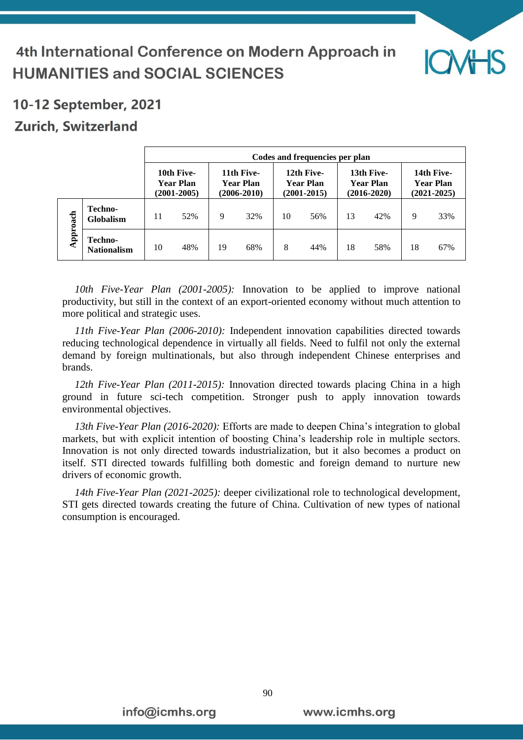| | | Codes and frequencies per plan | | | | | | | | | |
|---|---|---|---|---|---|---|---|---|---|---|---|
| | | 10th Five-Year Plan (2001-2005) | | 11th Five-Year Plan (2006-2010) | | 12th Five-Year Plan (2001-2015) | | 13th Five-Year Plan (2016-2020) | | 14th Five-Year Plan (2021-2025) | |
| Approach | Techno-Globalism | 11 | 52% | 9 | 32% | 10 | 56% | 13 | 42% | 9 | 33% |
| | Techno-Nationalism | 10 | 48% | 19 | 68% | 8 | 44% | 18 | 58% | 18 | 67% |

*10th Five-Year Plan (2001-2005):* Innovation to be applied to improve national productivity, but still in the context of an export-oriented economy without much attention to more political and strategic uses.

*11th Five-Year Plan (2006-2010):* Independent innovation capabilities directed towards reducing technological dependence in virtually all fields. Need to fulfil not only the external demand by foreign multinationals, but also through independent Chinese enterprises and brands.

*12th Five-Year Plan (2011-2015):* Innovation directed towards placing China in a high ground in future sci-tech competition. Stronger push to apply innovation towards environmental objectives.

*13th Five-Year Plan (2016-2020):* Efforts are made to deepen China's integration to global markets, but with explicit intention of boosting China's leadership role in multiple sectors. Innovation is not only directed towards industrialization, but it also becomes a product on itself. STI directed towards fulfilling both domestic and foreign demand to nurture new drivers of economic growth.

*14th Five-Year Plan (2021-2025):* deeper civilizational role to technological development, STI gets directed towards creating the future of China. Cultivation of new types of national consumption is encouraged.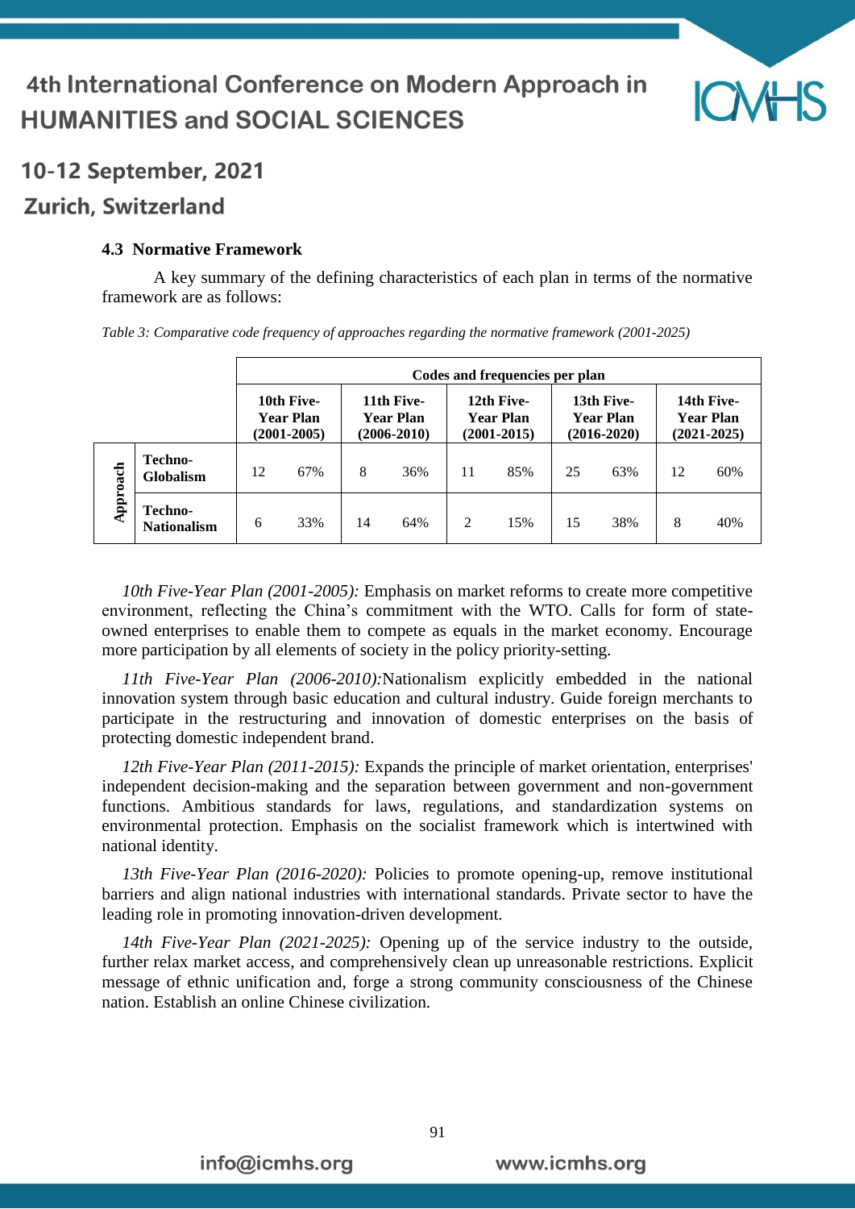### 4.3 Normative Framework

A key summary of the defining characteristics of each plan in terms of the normative framework are as follows:

*Table 3: Comparative code frequency of approaches regarding the normative framework (2001-2025)*

| | | Codes and frequencies per plan | | | | | | | | | |
|---|---|---|---|---|---|---|---|---|---|---|---|
| | | 10th Five-Year Plan (2001-2005) | | 11th Five-Year Plan (2006-2010) | | 12th Five-Year Plan (2001-2015) | | 13th Five-Year Plan (2016-2020) | | 14th Five-Year Plan (2021-2025) | |
| Approach | Techno-Globalism | 12 | 67% | 8 | 36% | 11 | 85% | 25 | 63% | 12 | 60% |
| | Techno-Nationalism | 6 | 33% | 14 | 64% | 2 | 15% | 15 | 38% | 8 | 40% |

*10th Five-Year Plan (2001-2005):* Emphasis on market reforms to create more competitive environment, reflecting the China's commitment with the WTO. Calls for form of state-owned enterprises to enable them to compete as equals in the market economy. Encourage more participation by all elements of society in the policy priority-setting.

*11th Five-Year Plan (2006-2010):*Nationalism explicitly embedded in the national innovation system through basic education and cultural industry. Guide foreign merchants to participate in the restructuring and innovation of domestic enterprises on the basis of protecting domestic independent brand.

*12th Five-Year Plan (2011-2015):* Expands the principle of market orientation, enterprises' independent decision-making and the separation between government and non-government functions. Ambitious standards for laws, regulations, and standardization systems on environmental protection. Emphasis on the socialist framework which is intertwined with national identity.

*13th Five-Year Plan (2016-2020):* Policies to promote opening-up, remove institutional barriers and align national industries with international standards. Private sector to have the leading role in promoting innovation-driven development.

*14th Five-Year Plan (2021-2025):* Opening up of the service industry to the outside, further relax market access, and comprehensively clean up unreasonable restrictions. Explicit message of ethnic unification and, forge a strong community consciousness of the Chinese nation. Establish an online Chinese civilization.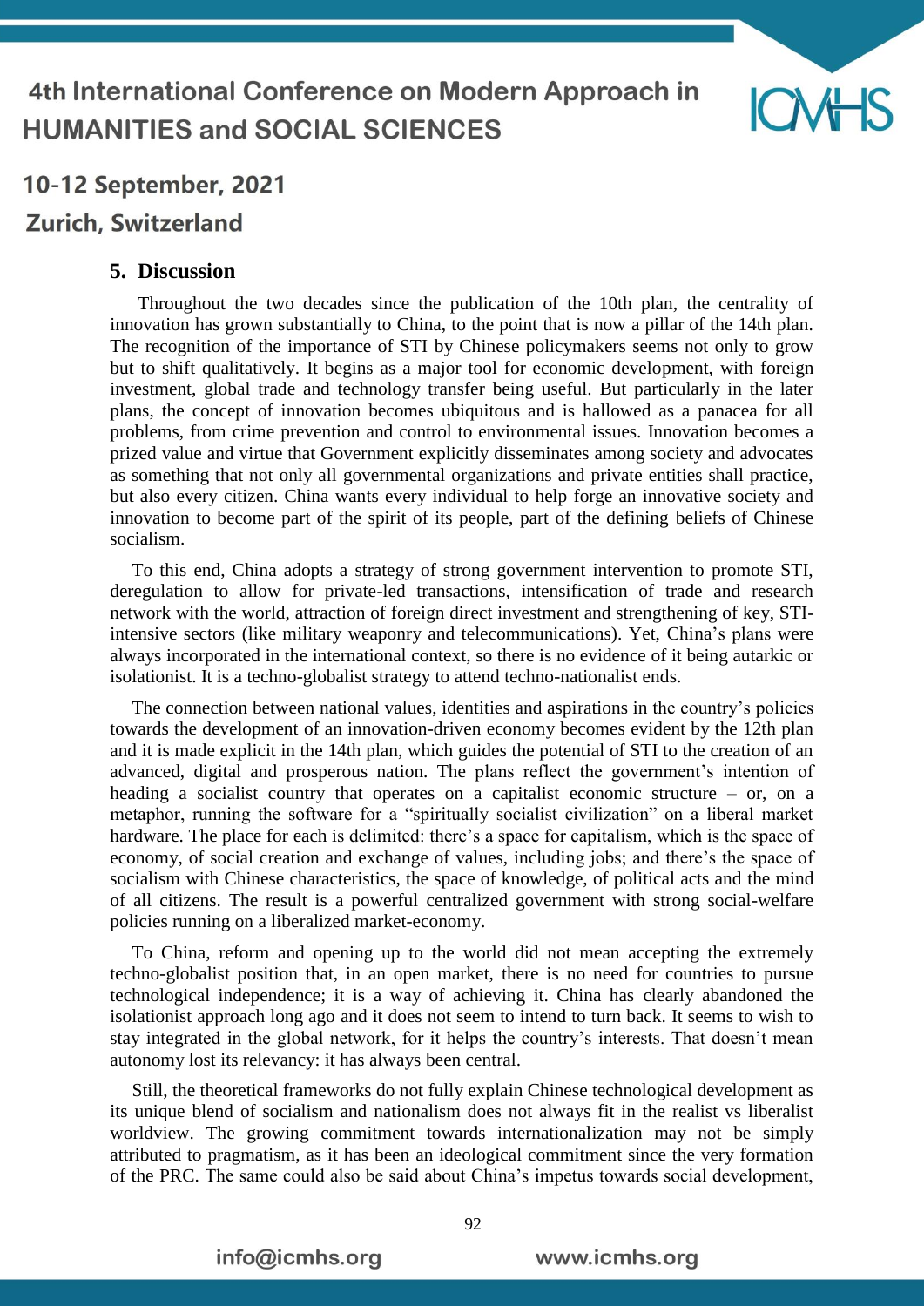## 5. Discussion

Throughout the two decades since the publication of the 10th plan, the centrality of innovation has grown substantially to China, to the point that is now a pillar of the 14th plan. The recognition of the importance of STI by Chinese policymakers seems not only to grow but to shift qualitatively. It begins as a major tool for economic development, with foreign investment, global trade and technology transfer being useful. But particularly in the later plans, the concept of innovation becomes ubiquitous and is hallowed as a panacea for all problems, from crime prevention and control to environmental issues. Innovation becomes a prized value and virtue that Government explicitly disseminates among society and advocates as something that not only all governmental organizations and private entities shall practice, but also every citizen. China wants every individual to help forge an innovative society and innovation to become part of the spirit of its people, part of the defining beliefs of Chinese socialism.

To this end, China adopts a strategy of strong government intervention to promote STI, deregulation to allow for private-led transactions, intensification of trade and research network with the world, attraction of foreign direct investment and strengthening of key, STI-intensive sectors (like military weaponry and telecommunications). Yet, China's plans were always incorporated in the international context, so there is no evidence of it being autarkic or isolationist. It is a techno-globalist strategy to attend techno-nationalist ends.

The connection between national values, identities and aspirations in the country's policies towards the development of an innovation-driven economy becomes evident by the 12th plan and it is made explicit in the 14th plan, which guides the potential of STI to the creation of an advanced, digital and prosperous nation. The plans reflect the government's intention of heading a socialist country that operates on a capitalist economic structure – or, on a metaphor, running the software for a "spiritually socialist civilization" on a liberal market hardware. The place for each is delimited: there's a space for capitalism, which is the space of economy, of social creation and exchange of values, including jobs; and there's the space of socialism with Chinese characteristics, the space of knowledge, of political acts and the mind of all citizens. The result is a powerful centralized government with strong social-welfare policies running on a liberalized market-economy.

To China, reform and opening up to the world did not mean accepting the extremely techno-globalist position that, in an open market, there is no need for countries to pursue technological independence; it is a way of achieving it. China has clearly abandoned the isolationist approach long ago and it does not seem to intend to turn back. It seems to wish to stay integrated in the global network, for it helps the country's interests. That doesn't mean autonomy lost its relevancy: it has always been central.

Still, the theoretical frameworks do not fully explain Chinese technological development as its unique blend of socialism and nationalism does not always fit in the realist vs liberalist worldview. The growing commitment towards internationalization may not be simply attributed to pragmatism, as it has been an ideological commitment since the very formation of the PRC. The same could also be said about China's impetus towards social development,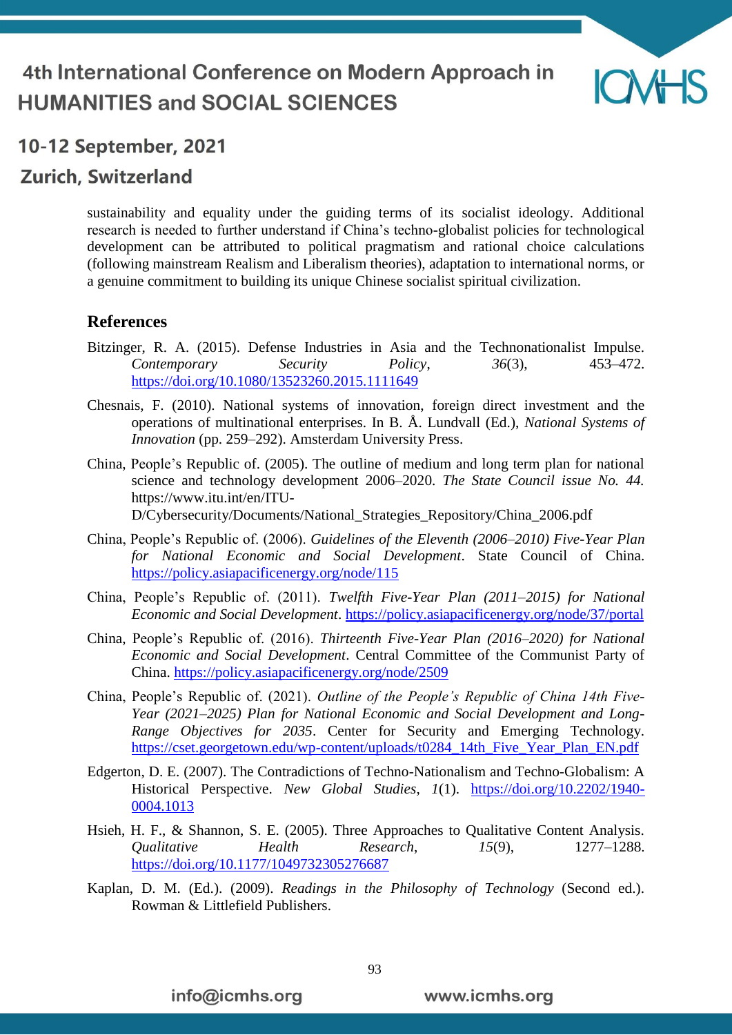sustainability and equality under the guiding terms of its socialist ideology. Additional research is needed to further understand if China's techno-globalist policies for technological development can be attributed to political pragmatism and rational choice calculations (following mainstream Realism and Liberalism theories), adaptation to international norms, or a genuine commitment to building its unique Chinese socialist spiritual civilization.

## References

Bitzinger, R. A. (2015). Defense Industries in Asia and the Technonationalist Impulse. *Contemporary Security Policy*, *36*(3), 453–472. https://doi.org/10.1080/13523260.2015.1111649

Chesnais, F. (2010). National systems of innovation, foreign direct investment and the operations of multinational enterprises. In B. Å. Lundvall (Ed.), *National Systems of Innovation* (pp. 259–292). Amsterdam University Press.

China, People's Republic of. (2005). The outline of medium and long term plan for national science and technology development 2006–2020. *The State Council issue No. 44.* https://www.itu.int/en/ITU-D/Cybersecurity/Documents/National_Strategies_Repository/China_2006.pdf

China, People's Republic of. (2006). *Guidelines of the Eleventh (2006–2010) Five-Year Plan for National Economic and Social Development*. State Council of China. https://policy.asiapacificenergy.org/node/115

China, People's Republic of. (2011). *Twelfth Five-Year Plan (2011–2015) for National Economic and Social Development*. https://policy.asiapacificenergy.org/node/37/portal

China, People's Republic of. (2016). *Thirteenth Five-Year Plan (2016–2020) for National Economic and Social Development*. Central Committee of the Communist Party of China. https://policy.asiapacificenergy.org/node/2509

China, People's Republic of. (2021). *Outline of the People's Republic of China 14th Five-Year (2021–2025) Plan for National Economic and Social Development and Long-Range Objectives for 2035*. Center for Security and Emerging Technology. https://cset.georgetown.edu/wp-content/uploads/t0284_14th_Five_Year_Plan_EN.pdf

Edgerton, D. E. (2007). The Contradictions of Techno-Nationalism and Techno-Globalism: A Historical Perspective. *New Global Studies*, *1*(1). https://doi.org/10.2202/1940-0004.1013

Hsieh, H. F., & Shannon, S. E. (2005). Three Approaches to Qualitative Content Analysis. *Qualitative Health Research*, *15*(9), 1277–1288. https://doi.org/10.1177/1049732305276687

Kaplan, D. M. (Ed.). (2009). *Readings in the Philosophy of Technology* (Second ed.). Rowman & Littlefield Publishers.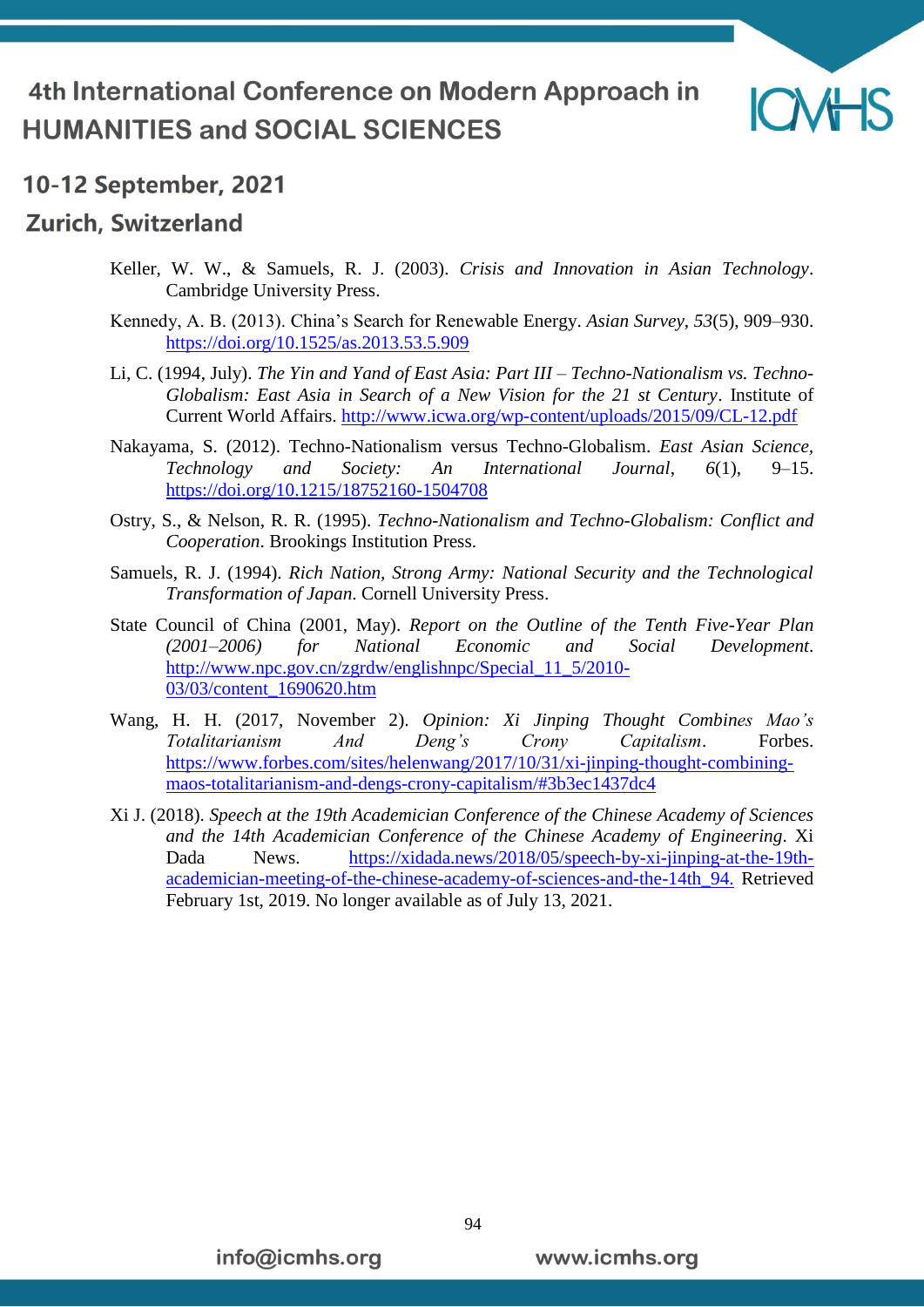Keller, W. W., & Samuels, R. J. (2003). *Crisis and Innovation in Asian Technology*. Cambridge University Press.

Kennedy, A. B. (2013). China's Search for Renewable Energy. *Asian Survey*, *53*(5), 909–930. https://doi.org/10.1525/as.2013.53.5.909

Li, C. (1994, July). *The Yin and Yand of East Asia: Part III – Techno-Nationalism vs. Techno-Globalism: East Asia in Search of a New Vision for the 21 st Century*. Institute of Current World Affairs. http://www.icwa.org/wp-content/uploads/2015/09/CL-12.pdf

Nakayama, S. (2012). Techno-Nationalism versus Techno-Globalism. *East Asian Science, Technology and Society: An International Journal*, *6*(1), 9–15. https://doi.org/10.1215/18752160-1504708

Ostry, S., & Nelson, R. R. (1995). *Techno-Nationalism and Techno-Globalism: Conflict and Cooperation*. Brookings Institution Press.

Samuels, R. J. (1994). *Rich Nation, Strong Army: National Security and the Technological Transformation of Japan*. Cornell University Press.

State Council of China (2001, May). *Report on the Outline of the Tenth Five-Year Plan (2001–2006) for National Economic and Social Development*. http://www.npc.gov.cn/zgrdw/englishnpc/Special_11_5/2010-03/03/content_1690620.htm

Wang, H. H. (2017, November 2). *Opinion: Xi Jinping Thought Combines Mao's Totalitarianism And Deng's Crony Capitalism*. Forbes. https://www.forbes.com/sites/helenwang/2017/10/31/xi-jinping-thought-combining-maos-totalitarianism-and-dengs-crony-capitalism/#3b3ec1437dc4

Xi J. (2018). *Speech at the 19th Academician Conference of the Chinese Academy of Sciences and the 14th Academician Conference of the Chinese Academy of Engineering*. Xi Dada News. https://xidada.news/2018/05/speech-by-xi-jinping-at-the-19th-academician-meeting-of-the-chinese-academy-of-sciences-and-the-14th_94. Retrieved February 1st, 2019. No longer available as of July 13, 2021.